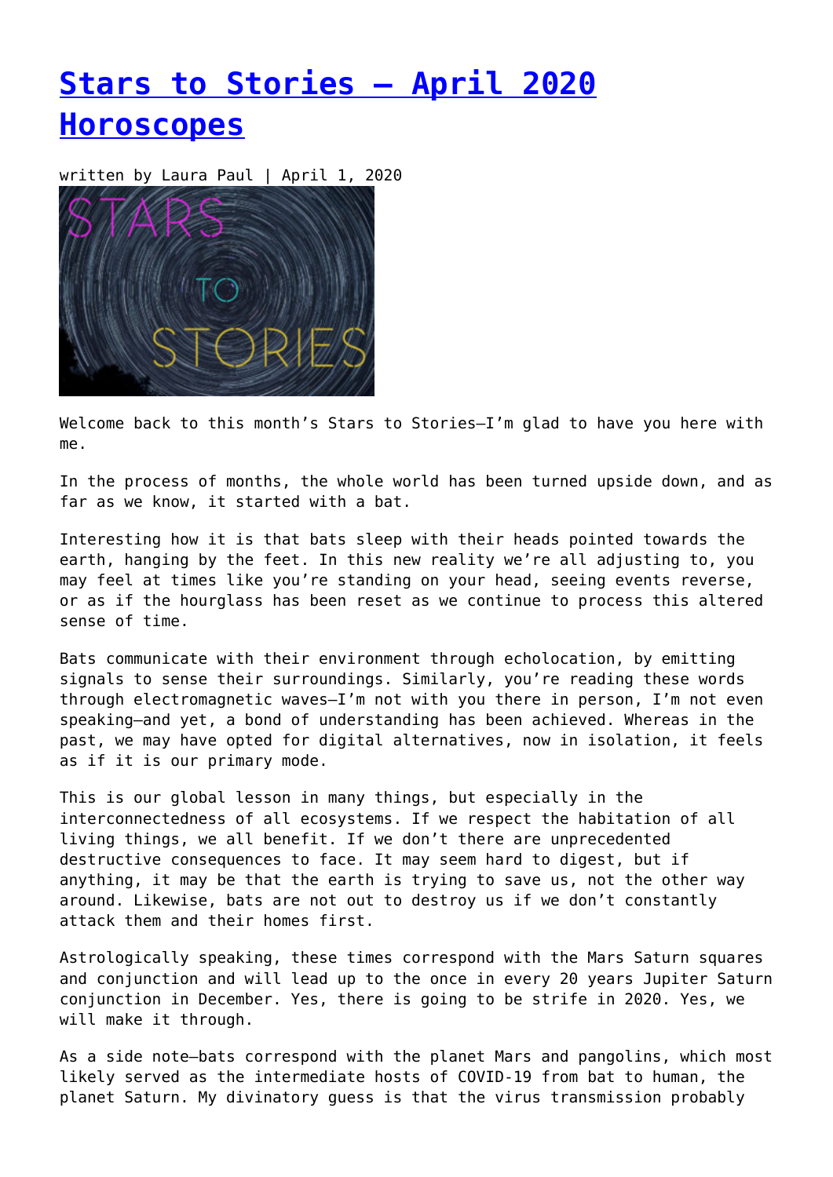# [Stars to Stories – April 2020 Horoscopes]

written by Laura Paul | April 1, 2020

Welcome back to this month's Stars to Stories—I'm glad to have you here with me.

In the process of months, the whole world has been turned upside down, and as far as we know, it started with a bat.

Interesting how it is that bats sleep with their heads pointed towards the earth, hanging by the feet. In this new reality we're all adjusting to, you may feel at times like you're standing on your head, seeing events reverse, or as if the hourglass has been reset as we continue to process this altered sense of time.

Bats communicate with their environment through echolocation, by emitting signals to sense their surroundings. Similarly, you're reading these words through electromagnetic waves—I'm not with you there in person, I'm not even speaking—and yet, a bond of understanding has been achieved. Whereas in the past, we may have opted for digital alternatives, now in isolation, it feels as if it is our primary mode.

This is our global lesson in many things, but especially in the interconnectedness of all ecosystems. If we respect the habitation of all living things, we all benefit. If we don't there are unprecedented destructive consequences to face. It may seem hard to digest, but if anything, it may be that the earth is trying to save us, not the other way around. Likewise, bats are not out to destroy us if we don't constantly attack them and their homes first.

Astrologically speaking, these times correspond with the Mars Saturn squares and conjunction and will lead up to the once in every 20 years Jupiter Saturn conjunction in December. Yes, there is going to be strife in 2020. Yes, we will make it through.

As a side note—bats correspond with the planet Mars and pangolins, which most likely served as the intermediate hosts of COVID-19 from bat to human, the planet Saturn. My divinatory guess is that the virus transmission probably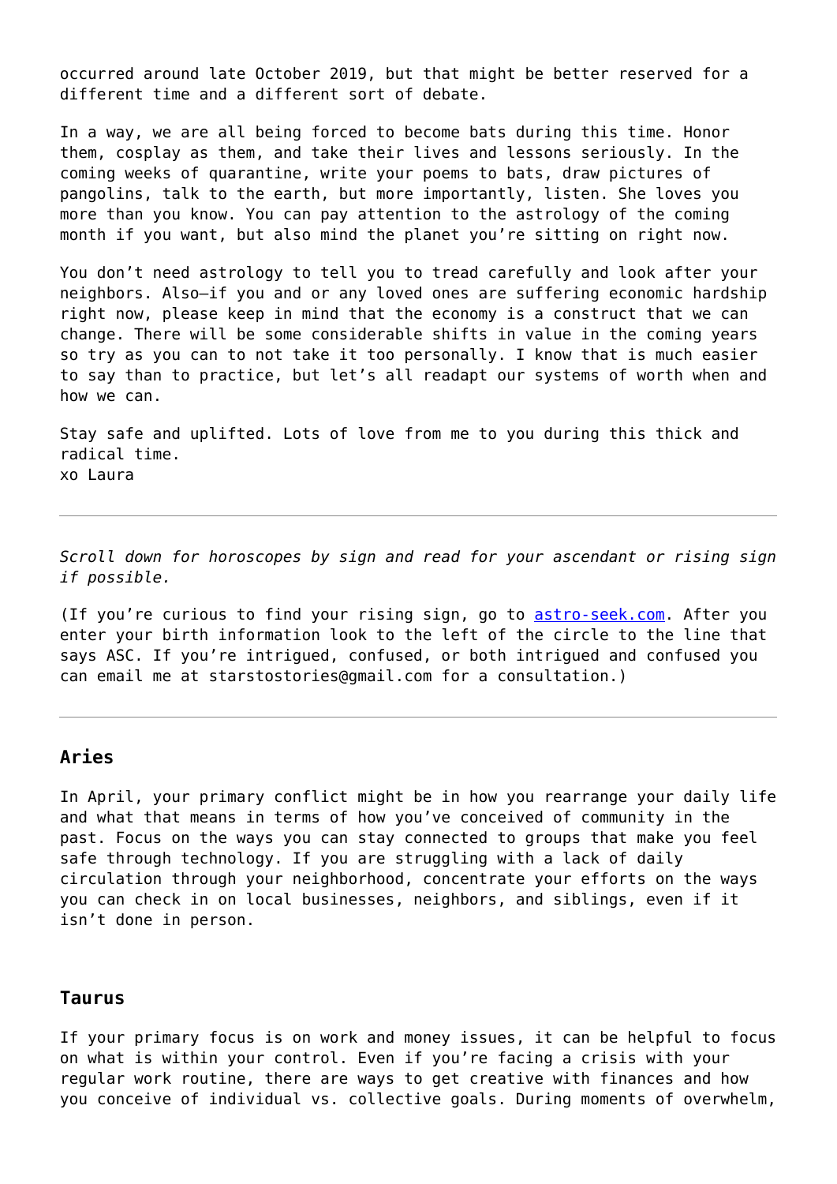occurred around late October 2019, but that might be better reserved for a different time and a different sort of debate.

In a way, we are all being forced to become bats during this time. Honor them, cosplay as them, and take their lives and lessons seriously. In the coming weeks of quarantine, write your poems to bats, draw pictures of pangolins, talk to the earth, but more importantly, listen. She loves you more than you know. You can pay attention to the astrology of the coming month if you want, but also mind the planet you're sitting on right now.

You don't need astrology to tell you to tread carefully and look after your neighbors. Also—if you and or any loved ones are suffering economic hardship right now, please keep in mind that the economy is a construct that we can change. There will be some considerable shifts in value in the coming years so try as you can to not take it too personally. I know that is much easier to say than to practice, but let's all readapt our systems of worth when and how we can.

Stay safe and uplifted. Lots of love from me to you during this thick and radical time.
xo Laura

---

*Scroll down for horoscopes by sign and read for your ascendant or rising sign if possible.*

(If you're curious to find your rising sign, go to [astro-seek.com](astro-seek.com). After you enter your birth information look to the left of the circle to the line that says ASC. If you're intrigued, confused, or both intrigued and confused you can email me at starstostories@gmail.com for a consultation.)

---

### Aries

In April, your primary conflict might be in how you rearrange your daily life and what that means in terms of how you've conceived of community in the past. Focus on the ways you can stay connected to groups that make you feel safe through technology. If you are struggling with a lack of daily circulation through your neighborhood, concentrate your efforts on the ways you can check in on local businesses, neighbors, and siblings, even if it isn't done in person.

### Taurus

If your primary focus is on work and money issues, it can be helpful to focus on what is within your control. Even if you're facing a crisis with your regular work routine, there are ways to get creative with finances and how you conceive of individual vs. collective goals. During moments of overwhelm,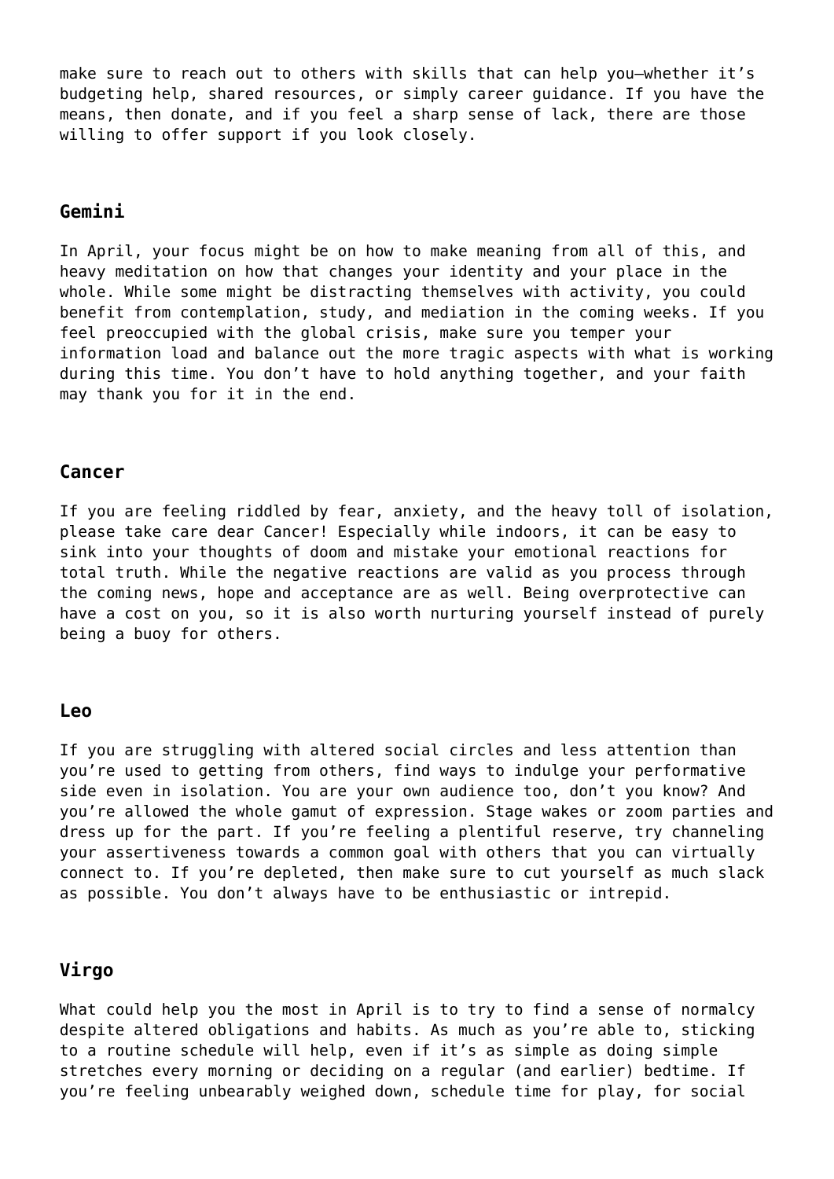make sure to reach out to others with skills that can help you—whether it's budgeting help, shared resources, or simply career guidance. If you have the means, then donate, and if you feel a sharp sense of lack, there are those willing to offer support if you look closely.

### Gemini

In April, your focus might be on how to make meaning from all of this, and heavy meditation on how that changes your identity and your place in the whole. While some might be distracting themselves with activity, you could benefit from contemplation, study, and mediation in the coming weeks. If you feel preoccupied with the global crisis, make sure you temper your information load and balance out the more tragic aspects with what is working during this time. You don't have to hold anything together, and your faith may thank you for it in the end.

### Cancer

If you are feeling riddled by fear, anxiety, and the heavy toll of isolation, please take care dear Cancer! Especially while indoors, it can be easy to sink into your thoughts of doom and mistake your emotional reactions for total truth. While the negative reactions are valid as you process through the coming news, hope and acceptance are as well. Being overprotective can have a cost on you, so it is also worth nurturing yourself instead of purely being a buoy for others.

### Leo

If you are struggling with altered social circles and less attention than you're used to getting from others, find ways to indulge your performative side even in isolation. You are your own audience too, don't you know? And you're allowed the whole gamut of expression. Stage wakes or zoom parties and dress up for the part. If you're feeling a plentiful reserve, try channeling your assertiveness towards a common goal with others that you can virtually connect to. If you're depleted, then make sure to cut yourself as much slack as possible. You don't always have to be enthusiastic or intrepid.

### Virgo

What could help you the most in April is to try to find a sense of normalcy despite altered obligations and habits. As much as you're able to, sticking to a routine schedule will help, even if it's as simple as doing simple stretches every morning or deciding on a regular (and earlier) bedtime. If you're feeling unbearably weighed down, schedule time for play, for social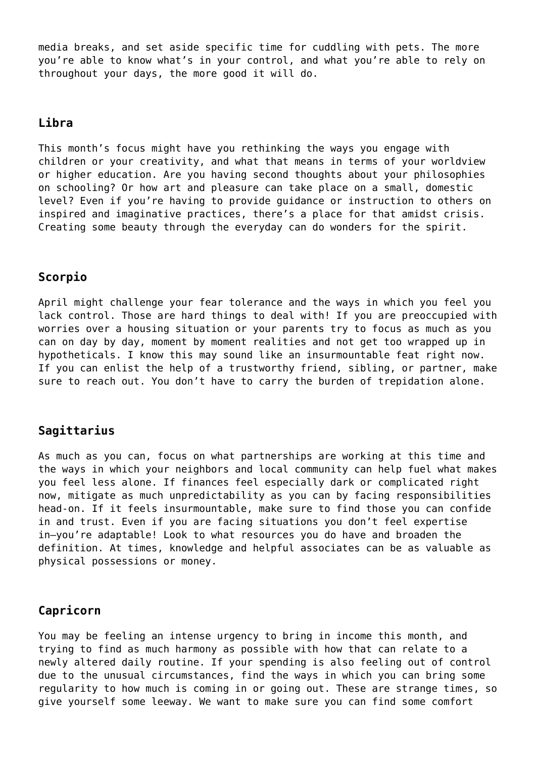media breaks, and set aside specific time for cuddling with pets. The more you're able to know what's in your control, and what you're able to rely on throughout your days, the more good it will do.

### Libra

This month's focus might have you rethinking the ways you engage with children or your creativity, and what that means in terms of your worldview or higher education. Are you having second thoughts about your philosophies on schooling? Or how art and pleasure can take place on a small, domestic level? Even if you're having to provide guidance or instruction to others on inspired and imaginative practices, there's a place for that amidst crisis. Creating some beauty through the everyday can do wonders for the spirit.

### Scorpio

April might challenge your fear tolerance and the ways in which you feel you lack control. Those are hard things to deal with! If you are preoccupied with worries over a housing situation or your parents try to focus as much as you can on day by day, moment by moment realities and not get too wrapped up in hypotheticals. I know this may sound like an insurmountable feat right now. If you can enlist the help of a trustworthy friend, sibling, or partner, make sure to reach out. You don't have to carry the burden of trepidation alone.

### Sagittarius

As much as you can, focus on what partnerships are working at this time and the ways in which your neighbors and local community can help fuel what makes you feel less alone. If finances feel especially dark or complicated right now, mitigate as much unpredictability as you can by facing responsibilities head-on. If it feels insurmountable, make sure to find those you can confide in and trust. Even if you are facing situations you don't feel expertise in—you're adaptable! Look to what resources you do have and broaden the definition. At times, knowledge and helpful associates can be as valuable as physical possessions or money.

### Capricorn

You may be feeling an intense urgency to bring in income this month, and trying to find as much harmony as possible with how that can relate to a newly altered daily routine. If your spending is also feeling out of control due to the unusual circumstances, find the ways in which you can bring some regularity to how much is coming in or going out. These are strange times, so give yourself some leeway. We want to make sure you can find some comfort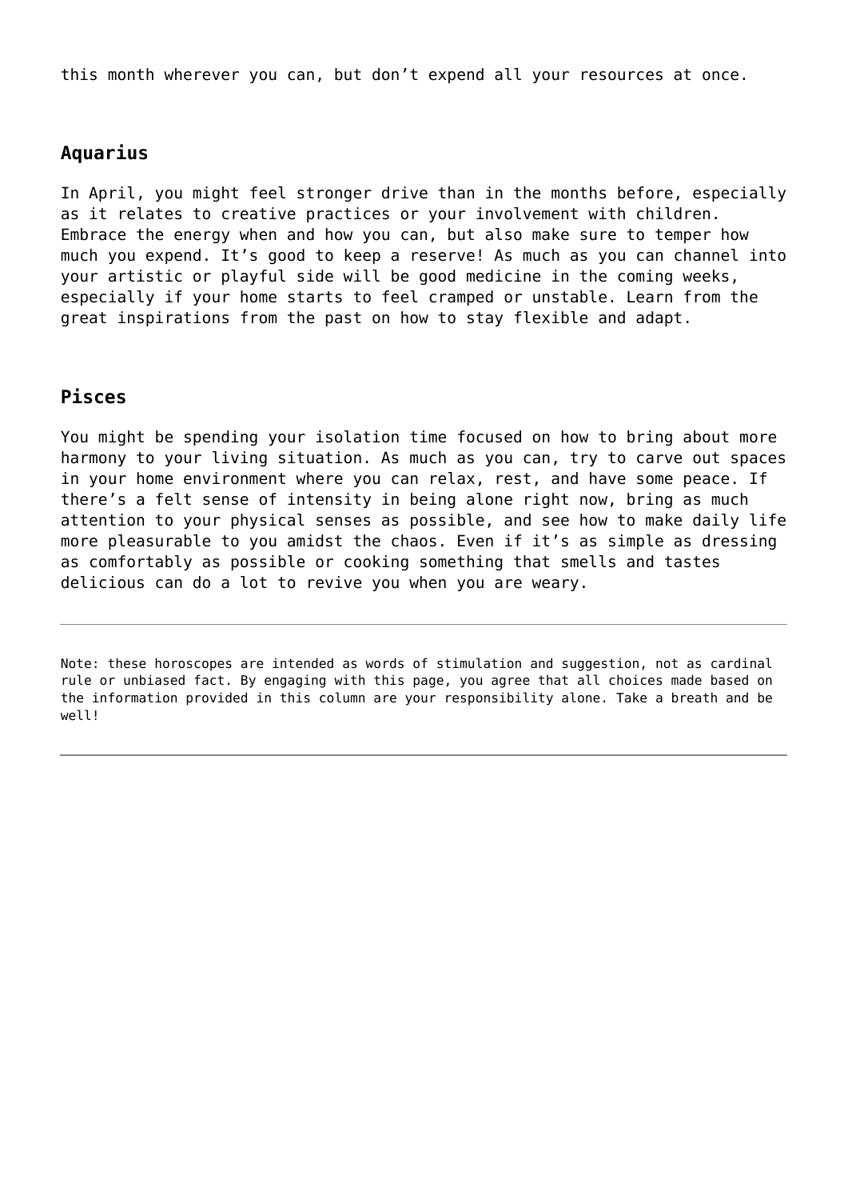this month wherever you can, but don’t expend all your resources at once.

### Aquarius

In April, you might feel stronger drive than in the months before, especially as it relates to creative practices or your involvement with children. Embrace the energy when and how you can, but also make sure to temper how much you expend. It’s good to keep a reserve! As much as you can channel into your artistic or playful side will be good medicine in the coming weeks, especially if your home starts to feel cramped or unstable. Learn from the great inspirations from the past on how to stay flexible and adapt.

### Pisces

You might be spending your isolation time focused on how to bring about more harmony to your living situation. As much as you can, try to carve out spaces in your home environment where you can relax, rest, and have some peace. If there’s a felt sense of intensity in being alone right now, bring as much attention to your physical senses as possible, and see how to make daily life more pleasurable to you amidst the chaos. Even if it’s as simple as dressing as comfortably as possible or cooking something that smells and tastes delicious can do a lot to revive you when you are weary.

---

Note: these horoscopes are intended as words of stimulation and suggestion, not as cardinal rule or unbiased fact. By engaging with this page, you agree that all choices made based on the information provided in this column are your responsibility alone. Take a breath and be well!

---